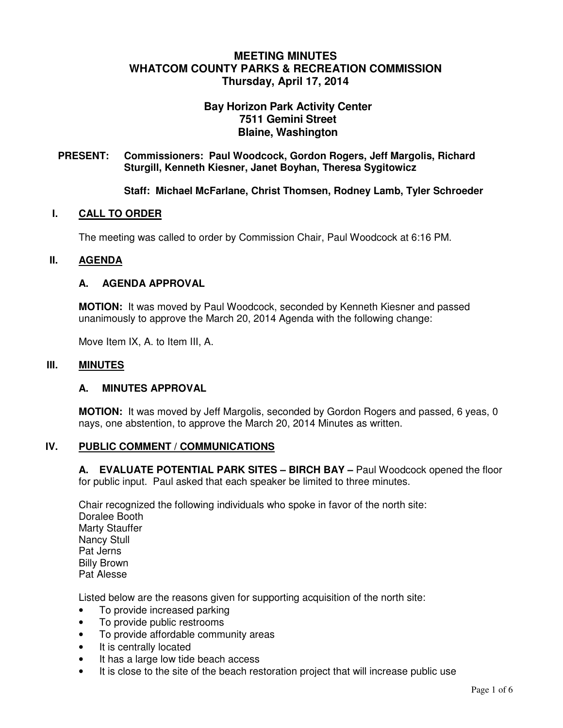# MEETING MINUTES
# WHATCOM COUNTY PARKS & RECREATION COMMISSION
## Thursday, April 17, 2014

**Bay Horizon Park Activity Center**
**7511 Gemini Street**
**Blaine, Washington**

**PRESENT: Commissioners: Paul Woodcock, Gordon Rogers, Jeff Margolis, Richard Sturgill, Kenneth Kiesner, Janet Boyhan, Theresa Sygitowicz**

**Staff: Michael McFarlane, Christ Thomsen, Rodney Lamb, Tyler Schroeder**

## I. CALL TO ORDER

The meeting was called to order by Commission Chair, Paul Woodcock at 6:16 PM.

## II. AGENDA

### A. AGENDA APPROVAL

**MOTION:** It was moved by Paul Woodcock, seconded by Kenneth Kiesner and passed unanimously to approve the March 20, 2014 Agenda with the following change:

Move Item IX, A. to Item III, A.

## III. MINUTES

### A. MINUTES APPROVAL

**MOTION:** It was moved by Jeff Margolis, seconded by Gordon Rogers and passed, 6 yeas, 0 nays, one abstention, to approve the March 20, 2014 Minutes as written.

## IV. PUBLIC COMMENT / COMMUNICATIONS

**A. EVALUATE POTENTIAL PARK SITES – BIRCH BAY –** Paul Woodcock opened the floor for public input. Paul asked that each speaker be limited to three minutes.

Chair recognized the following individuals who spoke in favor of the north site:
Doralee Booth
Marty Stauffer
Nancy Stull
Pat Jerns
Billy Brown
Pat Alesse

Listed below are the reasons given for supporting acquisition of the north site:

- To provide increased parking
- To provide public restrooms
- To provide affordable community areas
- It is centrally located
- It has a large low tide beach access
- It is close to the site of the beach restoration project that will increase public use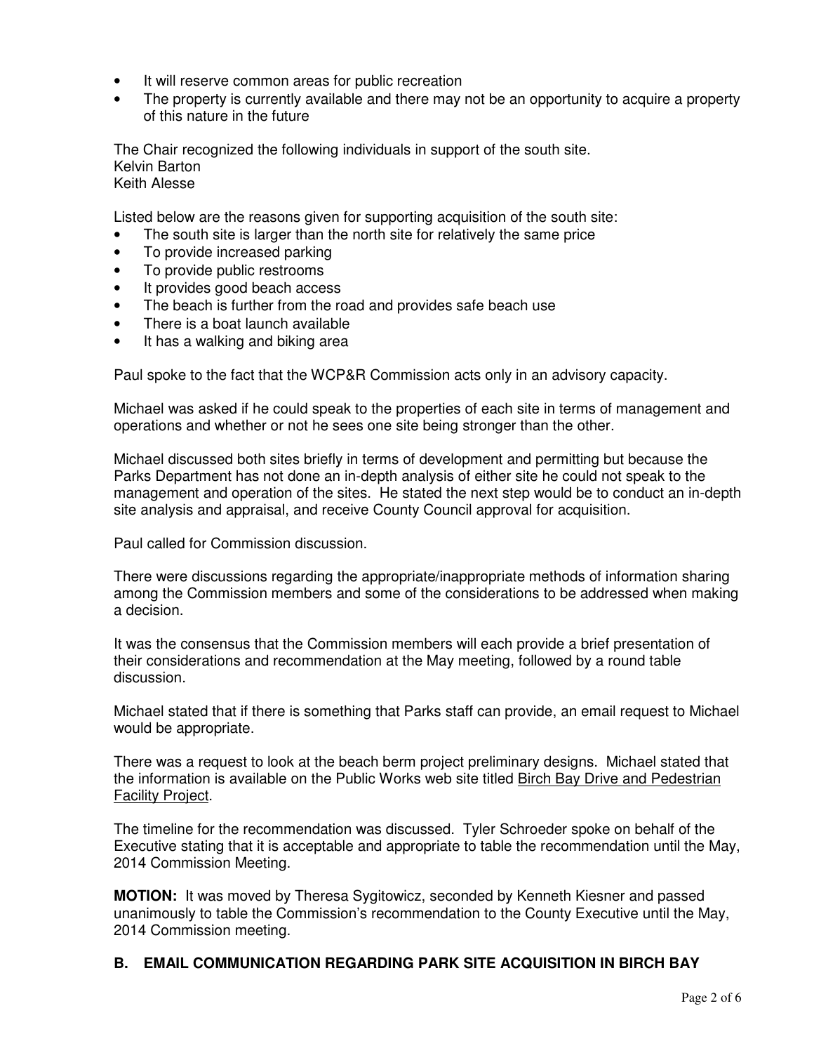- It will reserve common areas for public recreation
- The property is currently available and there may not be an opportunity to acquire a property of this nature in the future

The Chair recognized the following individuals in support of the south site.
Kelvin Barton
Keith Alesse

Listed below are the reasons given for supporting acquisition of the south site:

- The south site is larger than the north site for relatively the same price
- To provide increased parking
- To provide public restrooms
- It provides good beach access
- The beach is further from the road and provides safe beach use
- There is a boat launch available
- It has a walking and biking area

Paul spoke to the fact that the WCP&R Commission acts only in an advisory capacity.

Michael was asked if he could speak to the properties of each site in terms of management and operations and whether or not he sees one site being stronger than the other.

Michael discussed both sites briefly in terms of development and permitting but because the Parks Department has not done an in-depth analysis of either site he could not speak to the management and operation of the sites. He stated the next step would be to conduct an in-depth site analysis and appraisal, and receive County Council approval for acquisition.

Paul called for Commission discussion.

There were discussions regarding the appropriate/inappropriate methods of information sharing among the Commission members and some of the considerations to be addressed when making a decision.

It was the consensus that the Commission members will each provide a brief presentation of their considerations and recommendation at the May meeting, followed by a round table discussion.

Michael stated that if there is something that Parks staff can provide, an email request to Michael would be appropriate.

There was a request to look at the beach berm project preliminary designs. Michael stated that the information is available on the Public Works web site titled Birch Bay Drive and Pedestrian Facility Project.

The timeline for the recommendation was discussed. Tyler Schroeder spoke on behalf of the Executive stating that it is acceptable and appropriate to table the recommendation until the May, 2014 Commission Meeting.

**MOTION:** It was moved by Theresa Sygitowicz, seconded by Kenneth Kiesner and passed unanimously to table the Commission's recommendation to the County Executive until the May, 2014 Commission meeting.

### B. EMAIL COMMUNICATION REGARDING PARK SITE ACQUISITION IN BIRCH BAY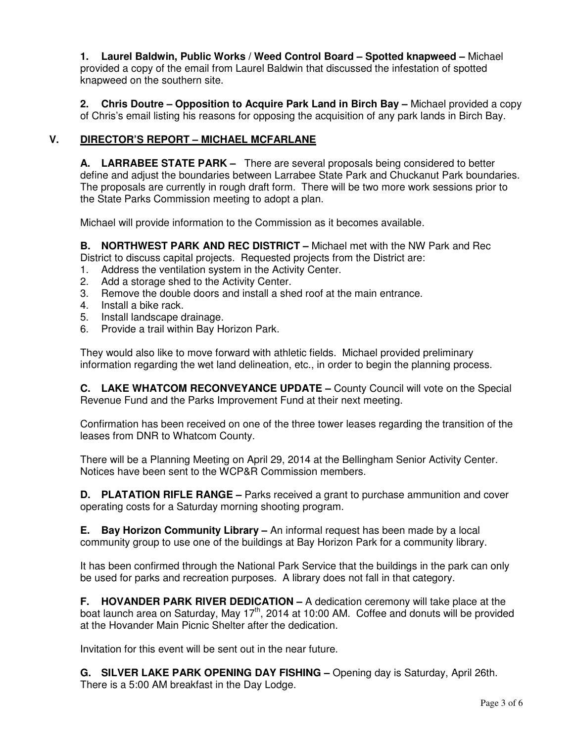**1. Laurel Baldwin, Public Works / Weed Control Board – Spotted knapweed –** Michael provided a copy of the email from Laurel Baldwin that discussed the infestation of spotted knapweed on the southern site.

**2. Chris Doutre – Opposition to Acquire Park Land in Birch Bay –** Michael provided a copy of Chris's email listing his reasons for opposing the acquisition of any park lands in Birch Bay.

## V. DIRECTOR'S REPORT – MICHAEL MCFARLANE

**A. LARRABEE STATE PARK –** There are several proposals being considered to better define and adjust the boundaries between Larrabee State Park and Chuckanut Park boundaries. The proposals are currently in rough draft form. There will be two more work sessions prior to the State Parks Commission meeting to adopt a plan.

Michael will provide information to the Commission as it becomes available.

**B. NORTHWEST PARK AND REC DISTRICT –** Michael met with the NW Park and Rec District to discuss capital projects. Requested projects from the District are:

1. Address the ventilation system in the Activity Center.
2. Add a storage shed to the Activity Center.
3. Remove the double doors and install a shed roof at the main entrance.
4. Install a bike rack.
5. Install landscape drainage.
6. Provide a trail within Bay Horizon Park.

They would also like to move forward with athletic fields. Michael provided preliminary information regarding the wet land delineation, etc., in order to begin the planning process.

**C. LAKE WHATCOM RECONVEYANCE UPDATE –** County Council will vote on the Special Revenue Fund and the Parks Improvement Fund at their next meeting.

Confirmation has been received on one of the three tower leases regarding the transition of the leases from DNR to Whatcom County.

There will be a Planning Meeting on April 29, 2014 at the Bellingham Senior Activity Center. Notices have been sent to the WCP&R Commission members.

**D. PLATATION RIFLE RANGE –** Parks received a grant to purchase ammunition and cover operating costs for a Saturday morning shooting program.

**E. Bay Horizon Community Library –** An informal request has been made by a local community group to use one of the buildings at Bay Horizon Park for a community library.

It has been confirmed through the National Park Service that the buildings in the park can only be used for parks and recreation purposes. A library does not fall in that category.

**F. HOVANDER PARK RIVER DEDICATION –** A dedication ceremony will take place at the boat launch area on Saturday, May 17th, 2014 at 10:00 AM. Coffee and donuts will be provided at the Hovander Main Picnic Shelter after the dedication.

Invitation for this event will be sent out in the near future.

**G. SILVER LAKE PARK OPENING DAY FISHING –** Opening day is Saturday, April 26th. There is a 5:00 AM breakfast in the Day Lodge.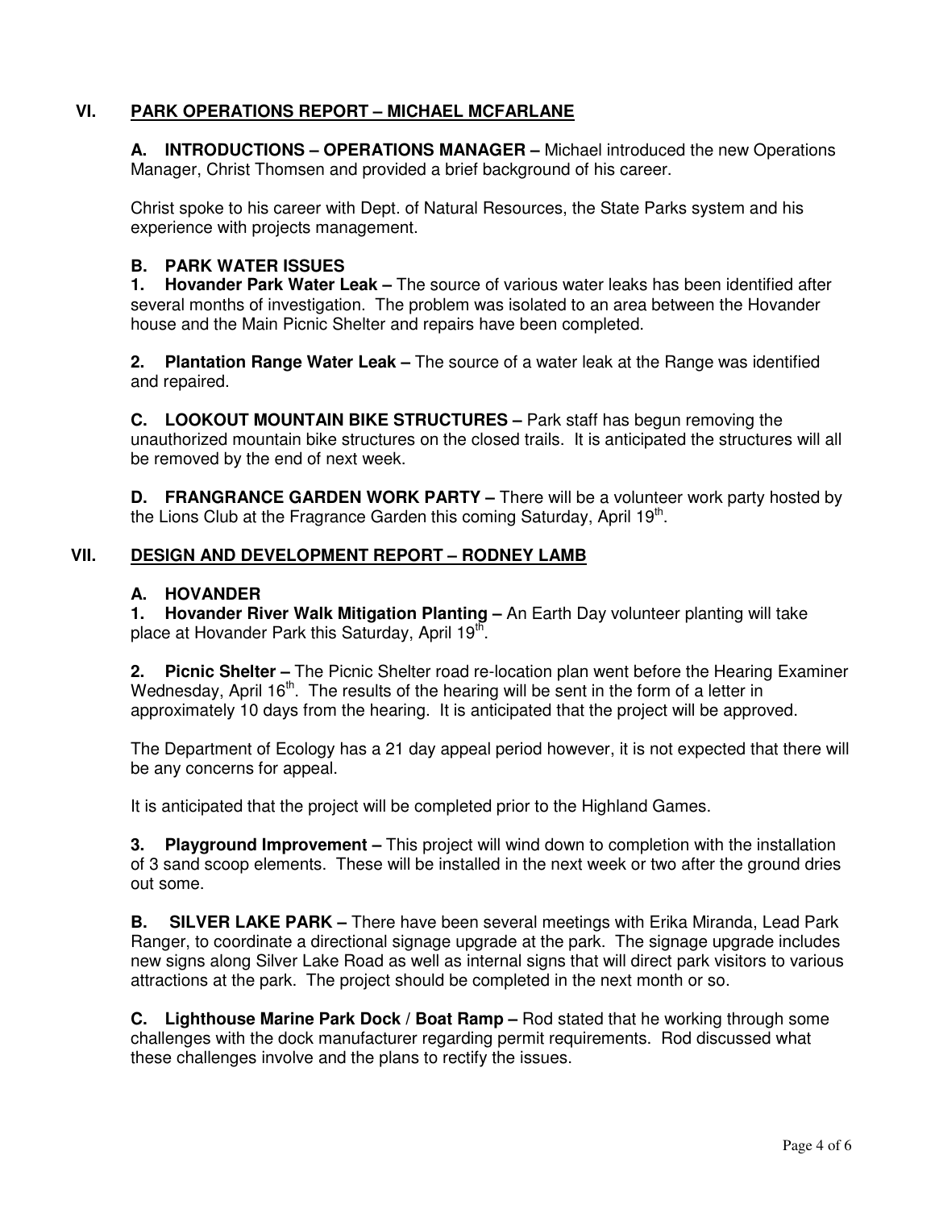## VI. PARK OPERATIONS REPORT – MICHAEL MCFARLANE

**A. INTRODUCTIONS – OPERATIONS MANAGER –** Michael introduced the new Operations Manager, Christ Thomsen and provided a brief background of his career.

Christ spoke to his career with Dept. of Natural Resources, the State Parks system and his experience with projects management.

**B. PARK WATER ISSUES**

**1. Hovander Park Water Leak –** The source of various water leaks has been identified after several months of investigation. The problem was isolated to an area between the Hovander house and the Main Picnic Shelter and repairs have been completed.

**2. Plantation Range Water Leak –** The source of a water leak at the Range was identified and repaired.

**C. LOOKOUT MOUNTAIN BIKE STRUCTURES –** Park staff has begun removing the unauthorized mountain bike structures on the closed trails. It is anticipated the structures will all be removed by the end of next week.

**D. FRANGRANCE GARDEN WORK PARTY –** There will be a volunteer work party hosted by the Lions Club at the Fragrance Garden this coming Saturday, April 19th.

## VII. DESIGN AND DEVELOPMENT REPORT – RODNEY LAMB

**A. HOVANDER**

**1. Hovander River Walk Mitigation Planting –** An Earth Day volunteer planting will take place at Hovander Park this Saturday, April 19th.

**2. Picnic Shelter –** The Picnic Shelter road re-location plan went before the Hearing Examiner Wednesday, April 16th. The results of the hearing will be sent in the form of a letter in approximately 10 days from the hearing. It is anticipated that the project will be approved.

The Department of Ecology has a 21 day appeal period however, it is not expected that there will be any concerns for appeal.

It is anticipated that the project will be completed prior to the Highland Games.

**3. Playground Improvement –** This project will wind down to completion with the installation of 3 sand scoop elements. These will be installed in the next week or two after the ground dries out some.

**B. SILVER LAKE PARK –** There have been several meetings with Erika Miranda, Lead Park Ranger, to coordinate a directional signage upgrade at the park. The signage upgrade includes new signs along Silver Lake Road as well as internal signs that will direct park visitors to various attractions at the park. The project should be completed in the next month or so.

**C. Lighthouse Marine Park Dock / Boat Ramp –** Rod stated that he working through some challenges with the dock manufacturer regarding permit requirements. Rod discussed what these challenges involve and the plans to rectify the issues.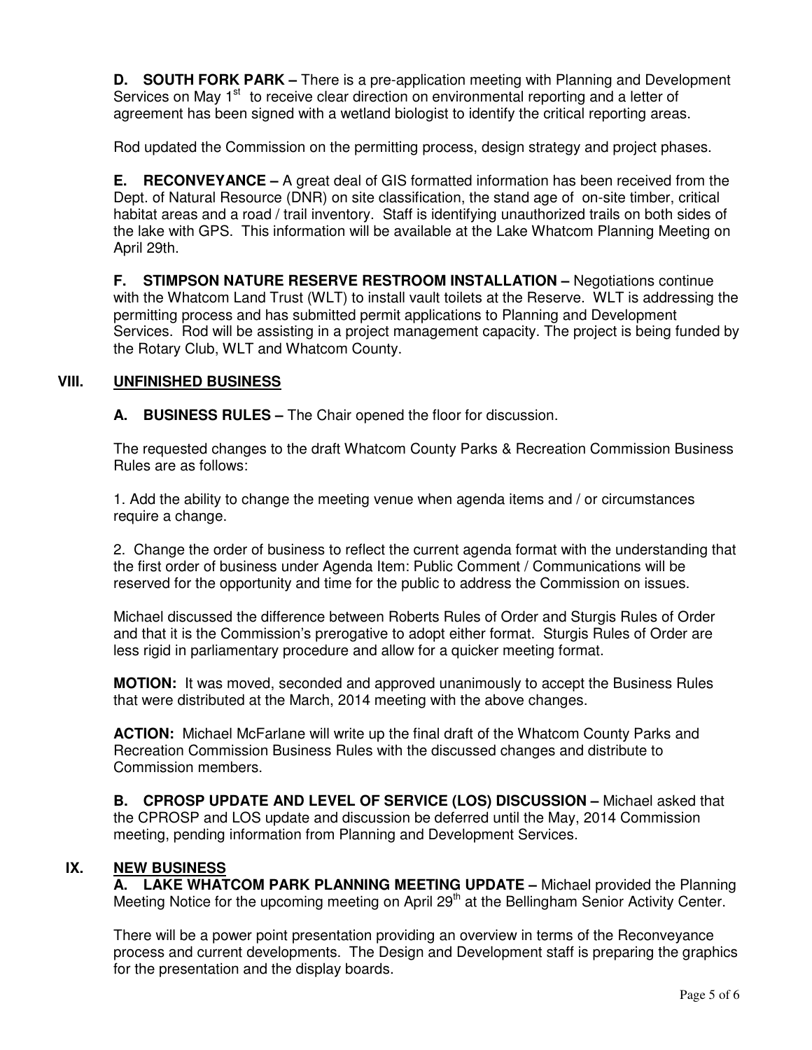**D. SOUTH FORK PARK –** There is a pre-application meeting with Planning and Development Services on May 1st to receive clear direction on environmental reporting and a letter of agreement has been signed with a wetland biologist to identify the critical reporting areas.

Rod updated the Commission on the permitting process, design strategy and project phases.

**E. RECONVEYANCE –** A great deal of GIS formatted information has been received from the Dept. of Natural Resource (DNR) on site classification, the stand age of on-site timber, critical habitat areas and a road / trail inventory. Staff is identifying unauthorized trails on both sides of the lake with GPS. This information will be available at the Lake Whatcom Planning Meeting on April 29th.

**F. STIMPSON NATURE RESERVE RESTROOM INSTALLATION –** Negotiations continue with the Whatcom Land Trust (WLT) to install vault toilets at the Reserve. WLT is addressing the permitting process and has submitted permit applications to Planning and Development Services. Rod will be assisting in a project management capacity. The project is being funded by the Rotary Club, WLT and Whatcom County.

## VIII. UNFINISHED BUSINESS

**A. BUSINESS RULES –** The Chair opened the floor for discussion.

The requested changes to the draft Whatcom County Parks & Recreation Commission Business Rules are as follows:

1. Add the ability to change the meeting venue when agenda items and / or circumstances require a change.

2. Change the order of business to reflect the current agenda format with the understanding that the first order of business under Agenda Item: Public Comment / Communications will be reserved for the opportunity and time for the public to address the Commission on issues.

Michael discussed the difference between Roberts Rules of Order and Sturgis Rules of Order and that it is the Commission's prerogative to adopt either format. Sturgis Rules of Order are less rigid in parliamentary procedure and allow for a quicker meeting format.

**MOTION:** It was moved, seconded and approved unanimously to accept the Business Rules that were distributed at the March, 2014 meeting with the above changes.

**ACTION:** Michael McFarlane will write up the final draft of the Whatcom County Parks and Recreation Commission Business Rules with the discussed changes and distribute to Commission members.

**B. CPROSP UPDATE AND LEVEL OF SERVICE (LOS) DISCUSSION –** Michael asked that the CPROSP and LOS update and discussion be deferred until the May, 2014 Commission meeting, pending information from Planning and Development Services.

## IX. NEW BUSINESS

**A. LAKE WHATCOM PARK PLANNING MEETING UPDATE –** Michael provided the Planning Meeting Notice for the upcoming meeting on April 29th at the Bellingham Senior Activity Center.

There will be a power point presentation providing an overview in terms of the Reconveyance process and current developments. The Design and Development staff is preparing the graphics for the presentation and the display boards.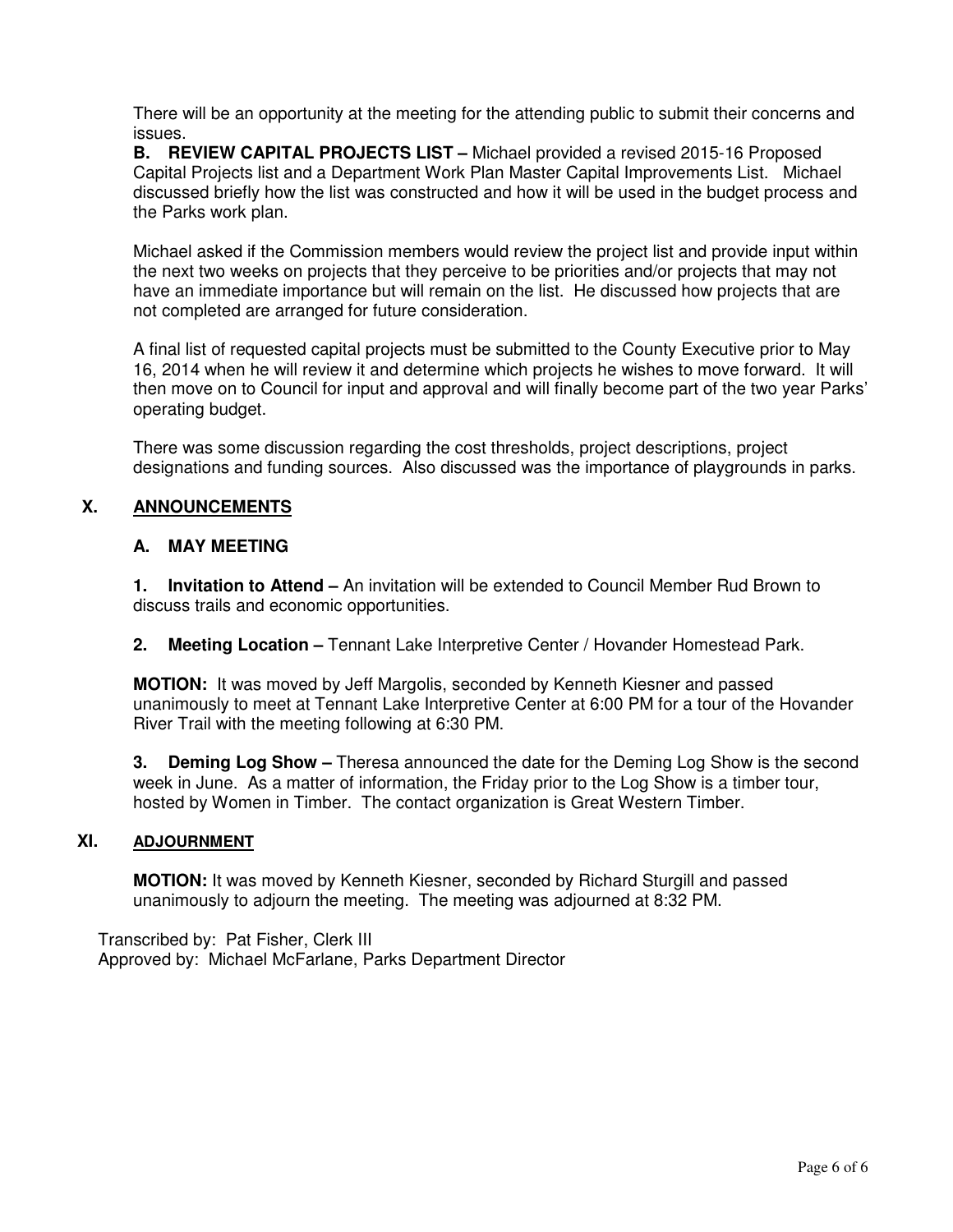There will be an opportunity at the meeting for the attending public to submit their concerns and issues.

**B. REVIEW CAPITAL PROJECTS LIST –** Michael provided a revised 2015-16 Proposed Capital Projects list and a Department Work Plan Master Capital Improvements List. Michael discussed briefly how the list was constructed and how it will be used in the budget process and the Parks work plan.

Michael asked if the Commission members would review the project list and provide input within the next two weeks on projects that they perceive to be priorities and/or projects that may not have an immediate importance but will remain on the list. He discussed how projects that are not completed are arranged for future consideration.

A final list of requested capital projects must be submitted to the County Executive prior to May 16, 2014 when he will review it and determine which projects he wishes to move forward. It will then move on to Council for input and approval and will finally become part of the two year Parks' operating budget.

There was some discussion regarding the cost thresholds, project descriptions, project designations and funding sources. Also discussed was the importance of playgrounds in parks.

## X. ANNOUNCEMENTS

### A. MAY MEETING

**1. Invitation to Attend –** An invitation will be extended to Council Member Rud Brown to discuss trails and economic opportunities.

**2. Meeting Location –** Tennant Lake Interpretive Center / Hovander Homestead Park.

**MOTION:** It was moved by Jeff Margolis, seconded by Kenneth Kiesner and passed unanimously to meet at Tennant Lake Interpretive Center at 6:00 PM for a tour of the Hovander River Trail with the meeting following at 6:30 PM.

**3. Deming Log Show –** Theresa announced the date for the Deming Log Show is the second week in June. As a matter of information, the Friday prior to the Log Show is a timber tour, hosted by Women in Timber. The contact organization is Great Western Timber.

## XI. ADJOURNMENT

**MOTION:** It was moved by Kenneth Kiesner, seconded by Richard Sturgill and passed unanimously to adjourn the meeting. The meeting was adjourned at 8:32 PM.

Transcribed by: Pat Fisher, Clerk III
Approved by: Michael McFarlane, Parks Department Director